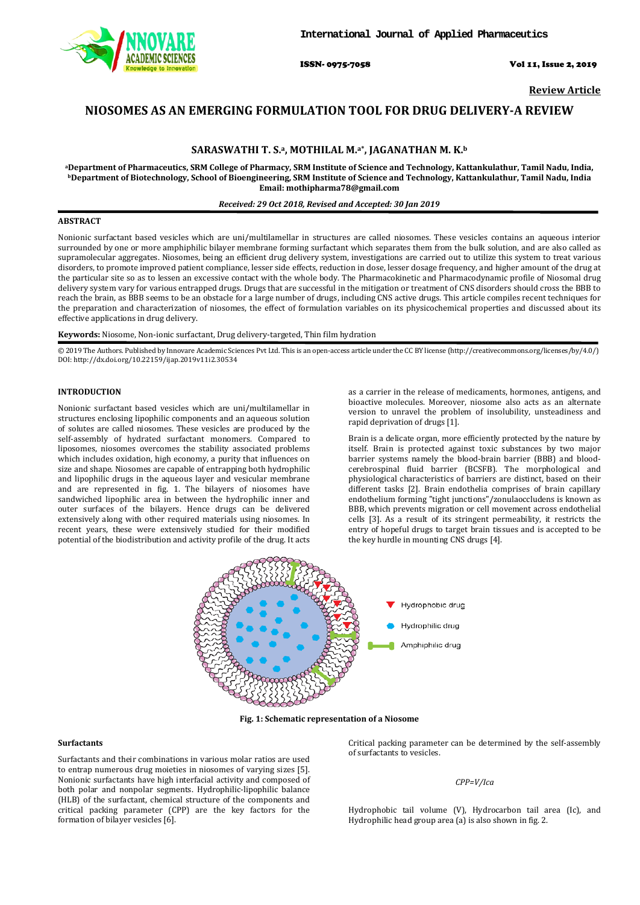Review Article

# NIOSOMES AS AN EMERGING FORMULATION TOOL FOR DRUG DELIVERY-A REVIEW

**SARASWATHI T. S.[a], MOTHILAL M.[a*], JAGANATHAN M. K.[b]**

[a]Department of Pharmaceutics, SRM College of Pharmacy, SRM Institute of Science and Technology, Kattankulathur, Tamil Nadu, India, [b]Department of Biotechnology, School of Bioengineering, SRM Institute of Science and Technology, Kattankulathur, Tamil Nadu, India
Email: mothipharma78@gmail.com

*Received: 29 Oct 2018, Revised and Accepted: 30 Jan 2019*

## ABSTRACT

Nonionic surfactant based vesicles which are uni/multilamellar in structures are called niosomes. These vesicles contains an aqueous interior surrounded by one or more amphiphilic bilayer membrane forming surfactant which separates them from the bulk solution, and are also called as supramolecular aggregates. Niosomes, being an efficient drug delivery system, investigations are carried out to utilize this system to treat various disorders, to promote improved patient compliance, lesser side effects, reduction in dose, lesser dosage frequency, and higher amount of the drug at the particular site so as to lessen an excessive contact with the whole body. The Pharmacokinetic and Pharmacodynamic profile of Niosomal drug delivery system vary for various entrapped drugs. Drugs that are successful in the mitigation or treatment of CNS disorders should cross the BBB to reach the brain, as BBB seems to be an obstacle for a large number of drugs, including CNS active drugs. This article compiles recent techniques for the preparation and characterization of niosomes, the effect of formulation variables on its physicochemical properties and discussed about its effective applications in drug delivery.

**Keywords:** Niosome, Non-ionic surfactant, Drug delivery-targeted, Thin film hydration

© 2019 The Authors. Published by Innovare Academic Sciences Pvt Ltd. This is an open-access article under the CC BY license (http://creativecommons.org/licenses/by/4.0/)
DOI: http://dx.doi.org/10.22159/ijap.2019v11i2.30534

## INTRODUCTION

Nonionic surfactant based vesicles which are uni/multilamellar in structures enclosing lipophilic components and an aqueous solution of solutes are called niosomes. These vesicles are produced by the self-assembly of hydrated surfactant monomers. Compared to liposomes, niosomes overcomes the stability associated problems which includes oxidation, high economy, a purity that influences on size and shape. Niosomes are capable of entrapping both hydrophilic and lipophilic drugs in the aqueous layer and vesicular membrane and are represented in fig. 1. The bilayers of niosomes have sandwiched lipophilic area in between the hydrophilic inner and outer surfaces of the bilayers. Hence drugs can be delivered extensively along with other required materials using niosomes. In recent years, these were extensively studied for their modified potential of the biodistribution and activity profile of the drug. It acts as a carrier in the release of medicaments, hormones, antigens, and bioactive molecules. Moreover, niosome also acts as an alternate version to unravel the problem of insolubility, unsteadiness and rapid deprivation of drugs [1].

Brain is a delicate organ, more efficiently protected by the nature by itself. Brain is protected against toxic substances by two major barrier systems namely the blood-brain barrier (BBB) and blood-cerebrospinal fluid barrier (BCSFB). The morphological and physiological characteristics of barriers are distinct, based on their different tasks [2]. Brain endothelia comprises of brain capillary endothelium forming "tight junctions"/zonulaoccludens is known as BBB, which prevents migration or cell movement across endothelial cells [3]. As a result of its stringent permeability, it restricts the entry of hopeful drugs to target brain tissues and is accepted to be the key hurdle in mounting CNS drugs [4].

Hydrophobic drug

Hydrophilic drug

Amphiphilic drug

**Fig. 1: Schematic representation of a Niosome**

### Surfactants

Surfactants and their combinations in various molar ratios are used to entrap numerous drug moieties in niosomes of varying sizes [5]. Nonionic surfactants have high interfacial activity and composed of both polar and nonpolar segments. Hydrophilic-lipophilic balance (HLB) of the surfactant, chemical structure of the components and critical packing parameter (CPP) are the key factors for the formation of bilayer vesicles [6].

Critical packing parameter can be determined by the self-assembly of surfactants to vesicles.

$$CPP=V/Ica$$

Hydrophobic tail volume (V), Hydrocarbon tail area (Ic), and Hydrophilic head group area (a) is also shown in fig. 2.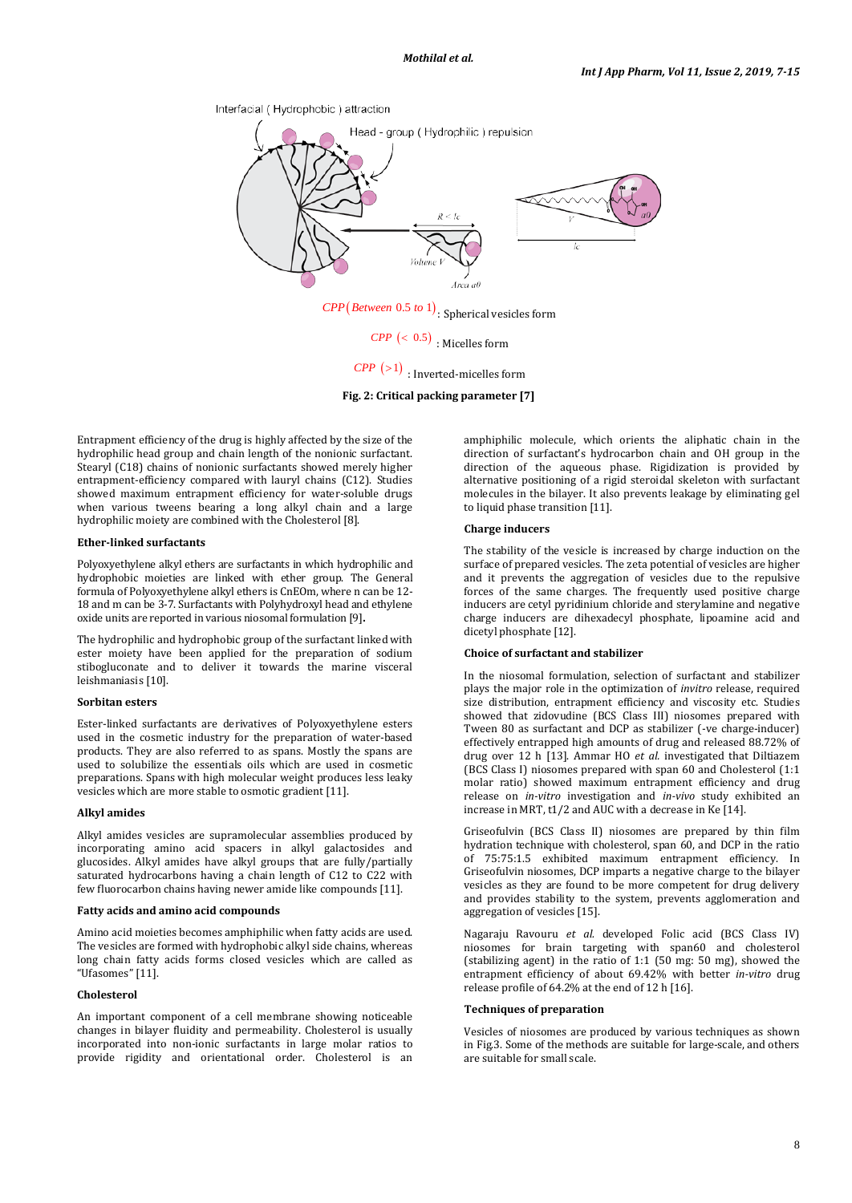Interfacial ( Hydrophobic ) attraction

Head - group ( Hydrophilic ) repulsion

$R < lc$

Volume V

Area a0

$lc$

$CPP$ (Between 0.5 to 1) : Spherical vesicles form

$CPP$ (< 0.5) : Micelles form

$CPP$ (>1) : Inverted-micelles form

**Fig. 2: Critical packing parameter [7]**

Entrapment efficiency of the drug is highly affected by the size of the hydrophilic head group and chain length of the nonionic surfactant. Stearyl (C18) chains of nonionic surfactants showed merely higher entrapment-efficiency compared with lauryl chains (C12). Studies showed maximum entrapment efficiency for water-soluble drugs when various tweens bearing a long alkyl chain and a large hydrophilic moiety are combined with the Cholesterol [8].

**Ether-linked surfactants**

Polyoxyethylene alkyl ethers are surfactants in which hydrophilic and hydrophobic moieties are linked with ether group. The General formula of Polyoxyethylene alkyl ethers is CnEOm, where n can be 12-18 and m can be 3-7. Surfactants with Polyhydroxyl head and ethylene oxide units are reported in various niosomal formulation [9].

The hydrophilic and hydrophobic group of the surfactant linked with ester moiety have been applied for the preparation of sodium stibogluconate and to deliver it towards the marine visceral leishmaniasis [10].

**Sorbitan esters**

Ester-linked surfactants are derivatives of Polyoxyethylene esters used in the cosmetic industry for the preparation of water-based products. They are also referred to as spans. Mostly the spans are used to solubilize the essentials oils which are used in cosmetic preparations. Spans with high molecular weight produces less leaky vesicles which are more stable to osmotic gradient [11].

**Alkyl amides**

Alkyl amides vesicles are supramolecular assemblies produced by incorporating amino acid spacers in alkyl galactosides and glucosides. Alkyl amides have alkyl groups that are fully/partially saturated hydrocarbons having a chain length of C12 to C22 with few fluorocarbon chains having newer amide like compounds [11].

**Fatty acids and amino acid compounds**

Amino acid moieties becomes amphiphilic when fatty acids are used. The vesicles are formed with hydrophobic alkyl side chains, whereas long chain fatty acids forms closed vesicles which are called as "Ufasomes" [11].

**Cholesterol**

An important component of a cell membrane showing noticeable changes in bilayer fluidity and permeability. Cholesterol is usually incorporated into non-ionic surfactants in large molar ratios to provide rigidity and orientational order. Cholesterol is an amphiphilic molecule, which orients the aliphatic chain in the direction of surfactant's hydrocarbon chain and OH group in the direction of the aqueous phase. Rigidization is provided by alternative positioning of a rigid steroidal skeleton with surfactant molecules in the bilayer. It also prevents leakage by eliminating gel to liquid phase transition [11].

**Charge inducers**

The stability of the vesicle is increased by charge induction on the surface of prepared vesicles. The zeta potential of vesicles are higher and it prevents the aggregation of vesicles due to the repulsive forces of the same charges. The frequently used positive charge inducers are cetyl pyridinium chloride and sterylamine and negative charge inducers are dihexadecyl phosphate, lipoamine acid and dicetyl phosphate [12].

**Choice of surfactant and stabilizer**

In the niosomal formulation, selection of surfactant and stabilizer plays the major role in the optimization of *invitro* release, required size distribution, entrapment efficiency and viscosity etc. Studies showed that zidovudine (BCS Class III) niosomes prepared with Tween 80 as surfactant and DCP as stabilizer (-ve charge-inducer) effectively entrapped high amounts of drug and released 88.72% of drug over 12 h [13]. Ammar HO *et al.* investigated that Diltiazem (BCS Class I) niosomes prepared with span 60 and Cholesterol (1:1 molar ratio) showed maximum entrapment efficiency and drug release on *in-vitro* investigation and *in-vivo* study exhibited an increase in MRT, t1/2 and AUC with a decrease in Ke [14].

Griseofulvin (BCS Class II) niosomes are prepared by thin film hydration technique with cholesterol, span 60, and DCP in the ratio of 75:75:1.5 exhibited maximum entrapment efficiency. In Griseofulvin niosomes, DCP imparts a negative charge to the bilayer vesicles as they are found to be more competent for drug delivery and provides stability to the system, prevents agglomeration and aggregation of vesicles [15].

Nagaraju Ravouru *et al.* developed Folic acid (BCS Class IV) niosomes for brain targeting with span60 and cholesterol (stabilizing agent) in the ratio of 1:1 (50 mg: 50 mg), showed the entrapment efficiency of about 69.42% with better *in-vitro* drug release profile of 64.2% at the end of 12 h [16].

**Techniques of preparation**

Vesicles of niosomes are produced by various techniques as shown in Fig.3. Some of the methods are suitable for large-scale, and others are suitable for small scale.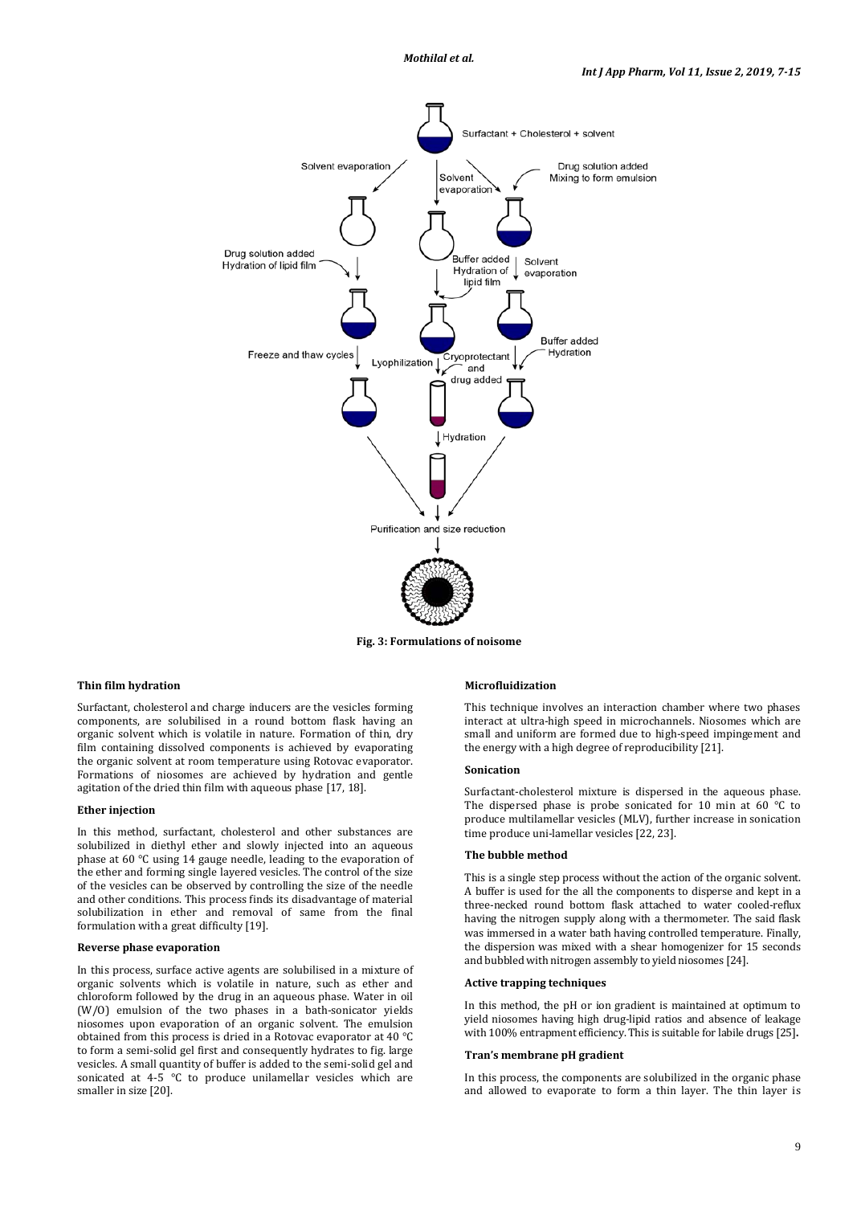Fig. 3: Formulations of noisome

#### Thin film hydration

Surfactant, cholesterol and charge inducers are the vesicles forming components, are solubilised in a round bottom flask having an organic solvent which is volatile in nature. Formation of thin, dry film containing dissolved components is achieved by evaporating the organic solvent at room temperature using Rotovac evaporator. Formations of niosomes are achieved by hydration and gentle agitation of the dried thin film with aqueous phase [17, 18].

#### Ether injection

In this method, surfactant, cholesterol and other substances are solubilized in diethyl ether and slowly injected into an aqueous phase at 60 °C using 14 gauge needle, leading to the evaporation of the ether and forming single layered vesicles. The control of the size of the vesicles can be observed by controlling the size of the needle and other conditions. This process finds its disadvantage of material solubilization in ether and removal of same from the final formulation with a great difficulty [19].

#### Reverse phase evaporation

In this process, surface active agents are solubilised in a mixture of organic solvents which is volatile in nature, such as ether and chloroform followed by the drug in an aqueous phase. Water in oil (W/O) emulsion of the two phases in a bath-sonicator yields niosomes upon evaporation of an organic solvent. The emulsion obtained from this process is dried in a Rotovac evaporator at 40 °C to form a semi-solid gel first and consequently hydrates to fig. large vesicles. A small quantity of buffer is added to the semi-solid gel and sonicated at 4-5 °C to produce unilamellar vesicles which are smaller in size [20].

#### Microfluidization

This technique involves an interaction chamber where two phases interact at ultra-high speed in microchannels. Niosomes which are small and uniform are formed due to high-speed impingement and the energy with a high degree of reproducibility [21].

#### Sonication

Surfactant-cholesterol mixture is dispersed in the aqueous phase. The dispersed phase is probe sonicated for 10 min at 60 °C to produce multilamellar vesicles (MLV), further increase in sonication time produce uni-lamellar vesicles [22, 23].

#### The bubble method

This is a single step process without the action of the organic solvent. A buffer is used for the all the components to disperse and kept in a three-necked round bottom flask attached to water cooled-reflux having the nitrogen supply along with a thermometer. The said flask was immersed in a water bath having controlled temperature. Finally, the dispersion was mixed with a shear homogenizer for 15 seconds and bubbled with nitrogen assembly to yield niosomes [24].

#### Active trapping techniques

In this method, the pH or ion gradient is maintained at optimum to yield niosomes having high drug-lipid ratios and absence of leakage with 100% entrapment efficiency. This is suitable for labile drugs [25].

#### Tran's membrane pH gradient

In this process, the components are solubilized in the organic phase and allowed to evaporate to form a thin layer. The thin layer is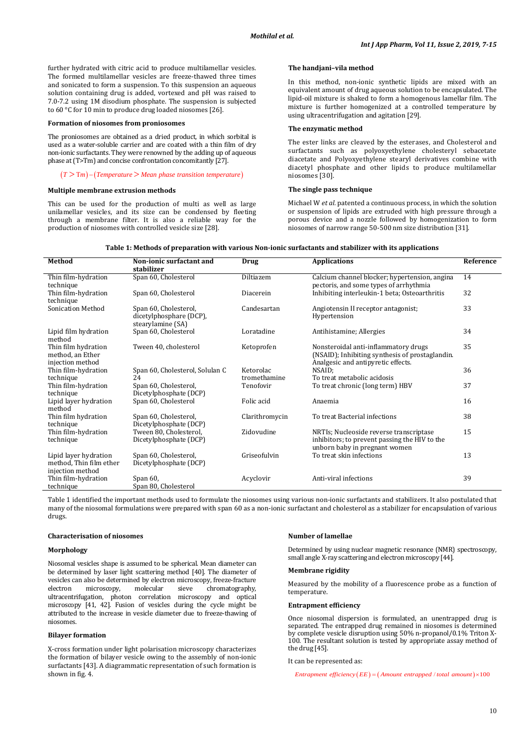further hydrated with citric acid to produce multilamellar vesicles. The formed multilamellar vesicles are freeze-thawed three times and sonicated to form a suspension. To this suspension an aqueous solution containing drug is added, vortexed and pH was raised to 7.0-7.2 using 1M disodium phosphate. The suspension is subjected to 60 °C for 10 min to produce drug loaded niosomes [26].

### Formation of niosomes from proniosomes

The proniosomes are obtained as a dried product, in which sorbital is used as a water-soluble carrier and are coated with a thin film of dry non-ionic surfactants. They were renowned by the adding up of aqueous phase at (T>Tm) and concise confrontation concomitantly [27].

$$(T > Tm) - (Temperature > Mean\ phase\ transition\ temperature)$$

### Multiple membrane extrusion methods

This can be used for the production of multi as well as large unilamellar vesicles, and its size can be condensed by fleeting through a membrane filter. It is also a reliable way for the production of niosomes with controlled vesicle size [28].

### The handjani–vila method

In this method, non-ionic synthetic lipids are mixed with an equivalent amount of drug aqueous solution to be encapsulated. The lipid-oil mixture is shaked to form a homogenous lamellar film. The mixture is further homogenized at a controlled temperature by using ultracentrifugation and agitation [29].

### The enzymatic method

The ester links are cleaved by the esterases, and Cholesterol and surfactants such as polyoxyethylene cholesteryl sebacetate diacetate and Polyoxyethylene stearyl derivatives combine with diacetyl phosphate and other lipids to produce multilamellar niosomes [30].

### The single pass technique

Michael W *et al.* patented a continuous process, in which the solution or suspension of lipids are extruded with high pressure through a porous device and a nozzle followed by homogenization to form niosomes of narrow range 50-500 nm size distribution [31].

**Table 1: Methods of preparation with various Non-ionic surfactants and stabilizer with its applications**

| Method | Non-ionic surfactant and stabilizer | Drug | Applications | Reference |
|---|---|---|---|---|
| Thin film-hydration technique | Span 60, Cholesterol | Diltiazem | Calcium channel blocker; hypertension, angina pectoris, and some types of arrhythmia | 14 |
| Thin film-hydration technique | Span 60, Cholesterol | Diacerein | Inhibiting interleukin-1 beta; Osteoarthritis | 32 |
| Sonication Method | Span 60, Cholesterol, dicetylphosphare (DCP), stearylamine (SA) | Candesartan | Angiotensin II receptor antagonist; Hypertension | 33 |
| Lipid film hydration method | Span 60, Cholesterol | Loratadine | Antihistamine; Allergies | 34 |
| Thin film hydration method, an Ether injection method | Tween 40, cholesterol | Ketoprofen | Nonsteroidal anti-inflammatory drugs (NSAID); Inhibiting synthesis of prostaglandin. Analgesic and antipyretic effects. | 35 |
| Thin film-hydration technique | Span 60, Cholesterol, Solulan C 24 | Ketorolac tromethamine | NSAID; To treat metabolic acidosis | 36 |
| Thin film-hydration technique | Span 60, Cholesterol, Dicetylphosphate (DCP) | Tenofovir | To treat chronic (long term) HBV | 37 |
| Lipid layer hydration method | Span 60, Cholesterol | Folic acid | Anaemia | 16 |
| Thin film hydration technique | Span 60, Cholesterol, Dicetylphosphate (DCP) | Clarithromycin | To treat Bacterial infections | 38 |
| Thin film-hydration technique | Tween 80, Cholesterol, Dicetylphosphate (DCP) | Zidovudine | NRTIs; Nucleoside reverse transcriptase inhibitors; to prevent passing the HIV to the unborn baby in pregnant women | 15 |
| Lipid layer hydration method, Thin film ether injection method | Span 60, Cholesterol, Dicetylphosphate (DCP) | Griseofulvin | To treat skin infections | 13 |
| Thin film-hydration technique | Span 60, Span 80, Cholesterol | Acyclovir | Anti-viral infections | 39 |

Table 1 identified the important methods used to formulate the niosomes using various non-ionic surfactants and stabilizers. It also postulated that many of the niosomal formulations were prepared with span 60 as a non-ionic surfactant and cholesterol as a stabilizer for encapsulation of various drugs.

## Characterisation of niosomes

### Morphology

Niosomal vesicles shape is assumed to be spherical. Mean diameter can be determined by laser light scattering method [40]. The diameter of vesicles can also be determined by electron microscopy, freeze-fracture electron microscopy, molecular sieve chromatography, ultracentrifugation, photon correlation microscopy and optical microscopy [41, 42]. Fusion of vesicles during the cycle might be attributed to the increase in vesicle diameter due to freeze-thawing of niosomes.

### Bilayer formation

X-cross formation under light polarisation microscopy characterizes the formation of bilayer vesicle owing to the assembly of non-ionic surfactants [43]. A diagrammatic representation of such formation is shown in fig. 4.

### Number of lamellae

Determined by using nuclear magnetic resonance (NMR) spectroscopy, small angle X-ray scattering and electron microscopy [44].

### Membrane rigidity

Measured by the mobility of a fluorescence probe as a function of temperature.

### Entrapment efficiency

Once niosomal dispersion is formulated, an unentrapped drug is separated. The entrapped drug remained in niosomes is determined by complete vesicle disruption using 50% n-propanol/0.1% Triton X-100. The resultant solution is tested by appropriate assay method of the drug [45].

It can be represented as:

$$Entrapment\ efficiency\,(EE) = (Amount\ entrapped\ /\ total\ amount) \times 100$$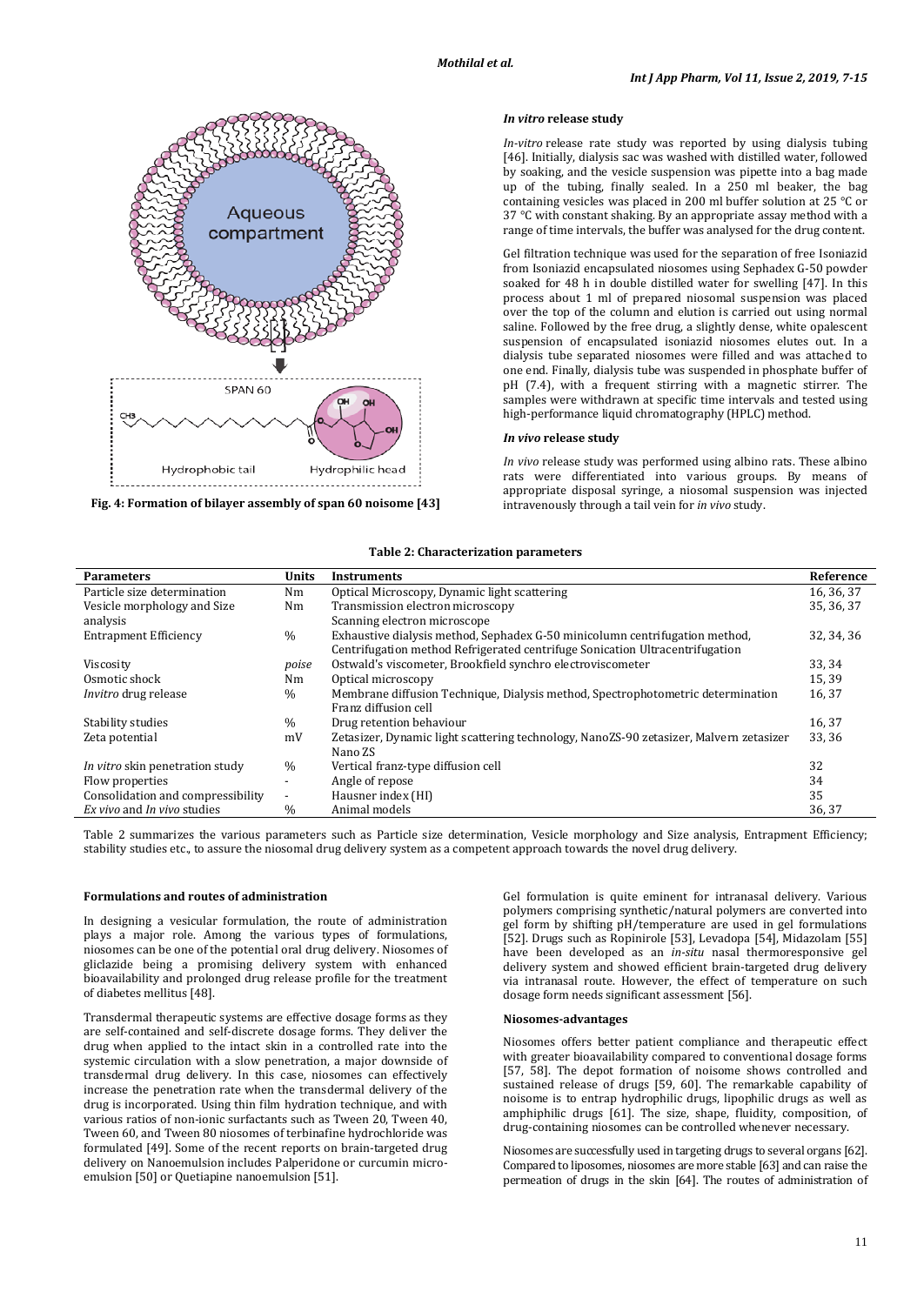Fig. 4: Formation of bilayer assembly of span 60 noisome [43]

### *In vitro* release study

*In-vitro* release rate study was reported by using dialysis tubing [46]. Initially, dialysis sac was washed with distilled water, followed by soaking, and the vesicle suspension was pipette into a bag made up of the tubing, finally sealed. In a 250 ml beaker, the bag containing vesicles was placed in 200 ml buffer solution at 25 °C or 37 °C with constant shaking. By an appropriate assay method with a range of time intervals, the buffer was analysed for the drug content.

Gel filtration technique was used for the separation of free Isoniazid from Isoniazid encapsulated niosomes using Sephadex G-50 powder soaked for 48 h in double distilled water for swelling [47]. In this process about 1 ml of prepared niosomal suspension was placed over the top of the column and elution is carried out using normal saline. Followed by the free drug, a slightly dense, white opalescent suspension of encapsulated isoniazid niosomes elutes out. In a dialysis tube separated niosomes were filled and was attached to one end. Finally, dialysis tube was suspended in phosphate buffer of pH (7.4), with a frequent stirring with a magnetic stirrer. The samples were withdrawn at specific time intervals and tested using high-performance liquid chromatography (HPLC) method.

### *In vivo* release study

*In vivo* release study was performed using albino rats. These albino rats were differentiated into various groups. By means of appropriate disposal syringe, a niosomal suspension was injected intravenously through a tail vein for *in vivo* study.

**Table 2: Characterization parameters**

| Parameters | Units | Instruments | Reference |
|---|---|---|---|
| Particle size determination | Nm | Optical Microscopy, Dynamic light scattering | 16, 36, 37 |
| Vesicle morphology and Size analysis | Nm | Transmission electron microscopy Scanning electron microscope | 35, 36, 37 |
| Entrapment Efficiency | % | Exhaustive dialysis method, Sephadex G-50 minicolumn centrifugation method, Centrifugation method Refrigerated centrifuge Sonication Ultracentrifugation | 32, 34, 36 |
| Viscosity | *poise* | Ostwald's viscometer, Brookfield synchro electroviscometer | 33, 34 |
| Osmotic shock | Nm | Optical microscopy | 15, 39 |
| *Invitro* drug release | % | Membrane diffusion Technique, Dialysis method, Spectrophotometric determination Franz diffusion cell | 16, 37 |
| Stability studies | % | Drug retention behaviour | 16, 37 |
| Zeta potential | mV | Zetasizer, Dynamic light scattering technology, NanoZS-90 zetasizer, Malvern zetasizer Nano ZS | 33, 36 |
| *In vitro* skin penetration study | % | Vertical franz-type diffusion cell | 32 |
| Flow properties | - | Angle of repose | 34 |
| Consolidation and compressibility | - | Hausner index (HI) | 35 |
| *Ex vivo* and *In vivo* studies | % | Animal models | 36, 37 |

Table 2 summarizes the various parameters such as Particle size determination, Vesicle morphology and Size analysis, Entrapment Efficiency; stability studies etc., to assure the niosomal drug delivery system as a competent approach towards the novel drug delivery.

### Formulations and routes of administration

In designing a vesicular formulation, the route of administration plays a major role. Among the various types of formulations, niosomes can be one of the potential oral drug delivery. Niosomes of gliclazide being a promising delivery system with enhanced bioavailability and prolonged drug release profile for the treatment of diabetes mellitus [48].

Transdermal therapeutic systems are effective dosage forms as they are self-contained and self-discrete dosage forms. They deliver the drug when applied to the intact skin in a controlled rate into the systemic circulation with a slow penetration, a major downside of transdermal drug delivery. In this case, niosomes can effectively increase the penetration rate when the transdermal delivery of the drug is incorporated. Using thin film hydration technique, and with various ratios of non-ionic surfactants such as Tween 20, Tween 40, Tween 60, and Tween 80 niosomes of terbinafine hydrochloride was formulated [49]. Some of the recent reports on brain-targeted drug delivery on Nanoemulsion includes Palperidone or curcumin micro-emulsion [50] or Quetiapine nanoemulsion [51].

Gel formulation is quite eminent for intranasal delivery. Various polymers comprising synthetic/natural polymers are converted into gel form by shifting pH/temperature are used in gel formulations [52]. Drugs such as Ropinirole [53], Levadopa [54], Midazolam [55] have been developed as an *in-situ* nasal thermoresponsive gel delivery system and showed efficient brain-targeted drug delivery via intranasal route. However, the effect of temperature on such dosage form needs significant assessment [56].

### Niosomes-advantages

Niosomes offers better patient compliance and therapeutic effect with greater bioavailability compared to conventional dosage forms [57, 58]. The depot formation of noisome shows controlled and sustained release of drugs [59, 60]. The remarkable capability of noisome is to entrap hydrophilic drugs, lipophilic drugs as well as amphiphilic drugs [61]. The size, shape, fluidity, composition, of drug-containing niosomes can be controlled whenever necessary.

Niosomes are successfully used in targeting drugs to several organs [62]. Compared to liposomes, niosomes are more stable [63] and can raise the permeation of drugs in the skin [64]. The routes of administration of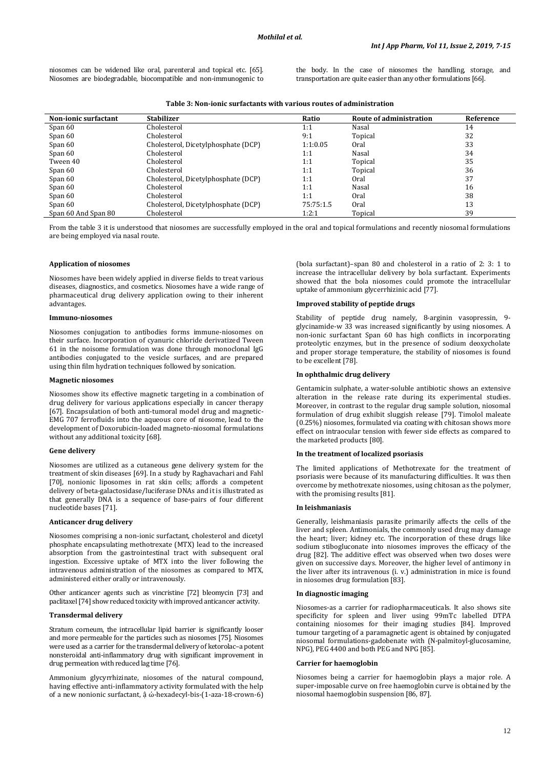niosomes can be widened like oral, parenteral and topical etc. [65]. Niosomes are biodegradable, biocompatible and non-immunogenic to the body. In the case of niosomes the handling, storage, and transportation are quite easier than any other formulations [66].

**Table 3: Non-ionic surfactants with various routes of administration**

| Non-ionic surfactant | Stabilizer | Ratio | Route of administration | Reference |
|---|---|---|---|---|
| Span 60 | Cholesterol | 1:1 | Nasal | 14 |
| Span 60 | Cholesterol | 9:1 | Topical | 32 |
| Span 60 | Cholesterol, Dicetylphosphate (DCP) | 1:1:0.05 | Oral | 33 |
| Span 60 | Cholesterol | 1:1 | Nasal | 34 |
| Tween 40 | Cholesterol | 1:1 | Topical | 35 |
| Span 60 | Cholesterol | 1:1 | Topical | 36 |
| Span 60 | Cholesterol, Dicetylphosphate (DCP) | 1:1 | Oral | 37 |
| Span 60 | Cholesterol | 1:1 | Nasal | 16 |
| Span 60 | Cholesterol | 1:1 | Oral | 38 |
| Span 60 | Cholesterol, Dicetylphosphate (DCP) | 75:75:1.5 | Oral | 13 |
| Span 60 And Span 80 | Cholesterol | 1:2:1 | Topical | 39 |

From the table 3 it is understood that niosomes are successfully employed in the oral and topical formulations and recently niosomal formulations are being employed via nasal route.

### Application of niosomes

Niosomes have been widely applied in diverse fields to treat various diseases, diagnostics, and cosmetics. Niosomes have a wide range of pharmaceutical drug delivery application owing to their inherent advantages.

#### Immuno-niosomes

Niosomes conjugation to antibodies forms immune-niosomes on their surface. Incorporation of cyanuric chloride derivatized Tween 61 in the noisome formulation was done through monoclonal IgG antibodies conjugated to the vesicle surfaces, and are prepared using thin film hydration techniques followed by sonication.

#### Magnetic niosomes

Niosomes show its effective magnetic targeting in a combination of drug delivery for various applications especially in cancer therapy [67]. Encapsulation of both anti-tumoral model drug and magnetic-EMG 707 ferrofluids into the aqueous core of niosome, lead to the development of Doxorubicin-loaded magneto-niosomal formulations without any additional toxicity [68].

#### Gene delivery

Niosomes are utilized as a cutaneous gene delivery system for the treatment of skin diseases [69]. In a study by Raghavachari and Fahl [70], nonionic liposomes in rat skin cells; affords a competent delivery of beta-galactosidase/luciferase DNAs and it is illustrated as that generally DNA is a sequence of base-pairs of four different nucleotide bases [71].

#### Anticancer drug delivery

Niosomes comprising a non-ionic surfactant, cholesterol and dicetyl phosphate encapsulating methotrexate (MTX) lead to the increased absorption from the gastrointestinal tract with subsequent oral ingestion. Excessive uptake of MTX into the liver following the intravenous administration of the niosomes as compared to MTX, administered either orally or intravenously.

Other anticancer agents such as vincristine [72] bleomycin [73] and paclitaxel [74] show reduced toxicity with improved anticancer activity.

#### Transdermal delivery

Stratum corneum, the intracellular lipid barrier is significantly looser and more permeable for the particles such as niosomes [75]. Niosomes were used as a carrier for the transdermal delivery of ketorolac–a potent nonsteroidal anti-inflammatory drug with significant improvement in drug permeation with reduced lag time [76].

Ammonium glycyrrhizinate, niosomes of the natural compound, having effective anti-inflammatory activity formulated with the help of a new nonionic surfactant, ậ ώ-hexadecyl-bis-(1-aza-18-crown-6) (bola surfactant)–span 80 and cholesterol in a ratio of 2: 3: 1 to increase the intracellular delivery by bola surfactant. Experiments showed that the bola niosomes could promote the intracellular uptake of ammonium glycerrhizinic acid [77].

#### Improved stability of peptide drugs

Stability of peptide drug namely, 8-arginin vasopressin, 9-glycinamide-w 33 was increased significantly by using niosomes. A non-ionic surfactant Span 60 has high conflicts in incorporating proteolytic enzymes, but in the presence of sodium deoxycholate and proper storage temperature, the stability of niosomes is found to be excellent [78].

#### In ophthalmic drug delivery

Gentamicin sulphate, a water-soluble antibiotic shows an extensive alteration in the release rate during its experimental studies. Moreover, in contrast to the regular drug sample solution, niosomal formulation of drug exhibit sluggish release [79]. Timolol maleate (0.25%) niosomes, formulated via coating with chitosan shows more effect on intraocular tension with fewer side effects as compared to the marketed products [80].

#### In the treatment of localized psoriasis

The limited applications of Methotrexate for the treatment of psoriasis were because of its manufacturing difficulties. It was then overcome by methotrexate niosomes, using chitosan as the polymer, with the promising results [81].

#### In leishmaniasis

Generally, leishmaniasis parasite primarily affects the cells of the liver and spleen. Antimonials, the commonly used drug may damage the heart; liver; kidney etc. The incorporation of these drugs like sodium stibogluconate into niosomes improves the efficacy of the drug [82]. The additive effect was observed when two doses were given on successive days. Moreover, the higher level of antimony in the liver after its intravenous (i. v.) administration in mice is found in niosomes drug formulation [83].

#### In diagnostic imaging

Niosomes-as a carrier for radiopharmaceuticals. It also shows site specificity for spleen and liver using 99mTc labelled DTPA containing niosomes for their imaging studies [84]. Improved tumour targeting of a paramagnetic agent is obtained by conjugated niosomal formulations-gadobenate with (N-palmitoyl-glucosamine, NPG), PEG 4400 and both PEG and NPG [85].

#### Carrier for haemoglobin

Niosomes being a carrier for haemoglobin plays a major role. A super-imposable curve on free haemoglobin curve is obtained by the niosomal haemoglobin suspension [86, 87].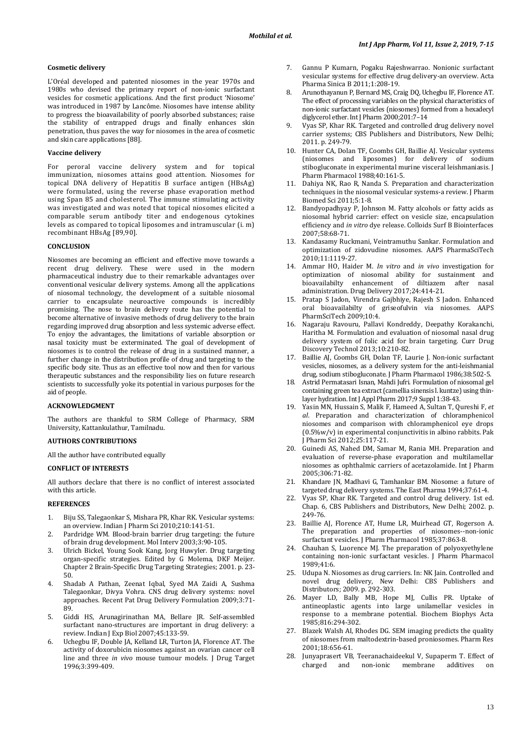### Cosmetic delivery

L'Oréal developed and patented niosomes in the year 1970s and 1980s who devised the primary report of non-ionic surfactant vesicles for cosmetic applications. And the first product 'Niosome' was introduced in 1987 by Lancôme. Niosomes have intense ability to progress the bioavailability of poorly absorbed substances; raise the stability of entrapped drugs and finally enhances skin penetration, thus paves the way for niosomes in the area of cosmetic and skin care applications [88].

### Vaccine delivery

For peroral vaccine delivery system and for topical immunization, niosomes attains good attention. Niosomes for topical DNA delivery of Hepatitis B surface antigen (HBsAg) were formulated, using the reverse phase evaporation method using Span 85 and cholesterol. The immune stimulating activity was investigated and was noted that topical niosomes elicited a comparable serum antibody titer and endogenous cytokines levels as compared to topical liposomes and intramuscular (i. m) recombinant HBsAg [89,90].

## CONCLUSION

Niosomes are becoming an efficient and effective move towards a recent drug delivery. These were used in the modern pharmaceutical industry due to their remarkable advantages over conventional vesicular delivery systems. Among all the applications of niosomal technology, the development of a suitable niosomal carrier to encapsulate neuroactive compounds is incredibly promising. The nose to brain delivery route has the potential to become alternative of invasive methods of drug delivery to the brain regarding improved drug absorption and less systemic adverse effect. To enjoy the advantages, the limitations of variable absorption or nasal toxicity must be exterminated. The goal of development of niosomes is to control the release of drug in a sustained manner, a further change in the distribution profile of drug and targeting to the specific body site. Thus as an effective tool now and then for various therapeutic substances and the responsibility lies on future research scientists to successfully yoke its potential in various purposes for the aid of people.

## ACKNOWLEDGMENT

The authors are thankful to SRM College of Pharmacy, SRM University, Kattankulathur, Tamilnadu.

## AUTHORS CONTRIBUTIONS

All the author have contributed equally

## CONFLICT OF INTERESTS

All authors declare that there is no conflict of interest associated with this article.

## REFERENCES

1. Biju SS, Talegaonkar S, Mishara PR, Khar RK. Vesicular systems: an overview. Indian J Pharm Sci 2010;210:141-51.
2. Pardridge WM. Blood-brain barrier drug targeting: the future of brain drug development. Mol Interv 2003;3:90-105.
3. Ulrich Bickel, Young Sook Kang, Jorg Huwyler. Drug targeting organ-specific strategies. Edited by G Molema, DKF Meijer. Chapter 2 Brain-Specific Drug Targeting Strategies; 2001. p. 23-50.
4. Shadab A Pathan, Zeenat Iqbal, Syed MA Zaidi A, Sushma Talegaonkar, Divya Vohra. CNS drug delivery systems: novel approaches. Recent Pat Drug Delivery Formulation 2009;3:71-89.
5. Giddi HS, Arunagirinathan MA, Bellare JR. Self-assembled surfactant nano-structures are important in drug delivery: a review. Indian J Exp Biol 2007;45:133-59.
6. Uchegbu IF, Double JA, Kelland LR, Turton JA, Florence AT. The activity of doxorubicin niosomes against an ovarian cancer cell line and three *in vivo* mouse tumour models. J Drug Target 1996;3:399-409.
7. Gannu P Kumarn, Pogaku Rajeshwarrao. Nonionic surfactant vesicular systems for effective drug delivery-an overview. Acta Pharma Sinica B 2011;1:208-19.
8. Arunothayanun P, Bernard MS, Craig DQ, Uchegbu IF, Florence AT. The effect of processing variables on the physical characteristics of non-ionic surfactant vesicles (niosomes) formed from a hexadecyl diglycerol ether. Int J Pharm 2000;201:7–14
9. Vyas SP, Khar RK. Targeted and controlled drug delivery novel carrier systems; CBS Publishers and Distributors, New Delhi; 2011. p. 249-79.
10. Hunter CA, Dolan TF, Coombs GH, Baillie AJ. Vesicular systems (niosomes and liposomes) for delivery of sodium stibogluconate in experimental murine visceral leishmaniasis. J Pharm Pharmacol 1988;40:161-5.
11. Dahiya NK, Rao R, Nanda S. Preparation and characterization techniques in the niosomal vesicular systems-a review. J Pharm Biomed Sci 2011;5:1-8.
12. Bandyopadhyay P, Johnson M. Fatty alcohols or fatty acids as niosomal hybrid carrier: effect on vesicle size, encapsulation efficiency and *in vitro* dye release. Colloids Surf B Biointerfaces 2007;58:68-71.
13. Kandasamy Ruckmani, Veintramuthu Sankar. Formulation and optimization of zidovudine niosomes. AAPS PharmaSciTech 2010;11:1119-27.
14. Ammar HO, Haider M. *In vitro* and *in vivo* investigation for optimization of niosomal ability for sustainment and bioavailabilty enhancement of diltiazem after nasal administration. Drug Delivery 2017;24:414-21.
15. Pratap S Jadon, Virendra Gajbhiye, Rajesh S Jadon. Enhanced oral bioavailabilty of griseofulvin via niosomes. AAPS PharmSciTech 2009;10:4.
16. Nagaraju Ravouru, Pallavi Kondreddy, Deepathy Korakanchi, Haritha M. Formulation and evaluation of niosomal nasal drug delivery system of folic acid for brain targeting. Curr Drug Discovery Technol 2013;10:210-82.
17. Baillie AJ, Coombs GH, Dolan TF, Laurie J. Non-ionic surfactant vesicles, niosomes, as a delivery system for the anti-leishmanial drug, sodium stibogluconate. J Pharm Pharmacol 1986;38:502-5.
18. Astrid Permatasari Isnan, Mahdi Jufri. Formulation of niosomal gel containing green tea extract (camellia sinensis l. kuntze) using thin-layer hydration. Int J Appl Pharm 2017;9 Suppl 1:38-43.
19. Yasin MN, Hussain S, Malik F, Hameed A, Sultan T, Qureshi F, *et al*. Preparation and characterization of chloramphenicol niosomes and comparison with chloramphenicol eye drops (0.5%w/v) in experimental conjunctivitis in albino rabbits. Pak J Pharm Sci 2012;25:117-21.
20. Guinedi AS, Nahed DM, Samar M, Rania MH. Preparation and evaluation of reverse-phase evaporation and multilamellar niosomes as ophthalmic carriers of acetazolamide. Int J Pharm 2005;306:71-82.
21. Khandare JN, Madhavi G, Tamhankar BM. Niosome: a future of targeted drug delivery systems. The East Pharma 1994;37:61-4.
22. Vyas SP, Khar RK. Targeted and control drug delivery. 1st ed. Chap. 6, CBS Publishers and Distributors, New Delhi; 2002. p. 249-76.
23. Baillie AJ, Florence AT, Hume LR, Muirhead GT, Rogerson A. The preparation and properties of niosomes--non-ionic surfactant vesicles. J Pharm Pharmacol 1985;37:863-8.
24. Chauhan S, Luorence MJ. The preparation of polyoxyethylene containing non-ionic surfactant vesicles. J Pharm Pharmacol 1989;41:6.
25. Udupa N. Niosomes as drug carriers. In: NK Jain. Controlled and novel drug delivery, New Delhi: CBS Publishers and Distributors; 2009. p. 292-303.
26. Mayer LD, Bally MB, Hope MJ, Cullis PR. Uptake of antineoplastic agents into large unilamellar vesicles in response to a membrane potential. Biochem Biophys Acta 1985;816:294-302.
27. Blazek Walsh AI, Rhodes DG. SEM imaging predicts the quality of niosomes from maltodextrin-based proniosomes. Pharm Res 2001;18:656-61.
28. Junyaprasert VB, Teeranachaideekul V, Supaperm T. Effect of charged and non-ionic membrane additives on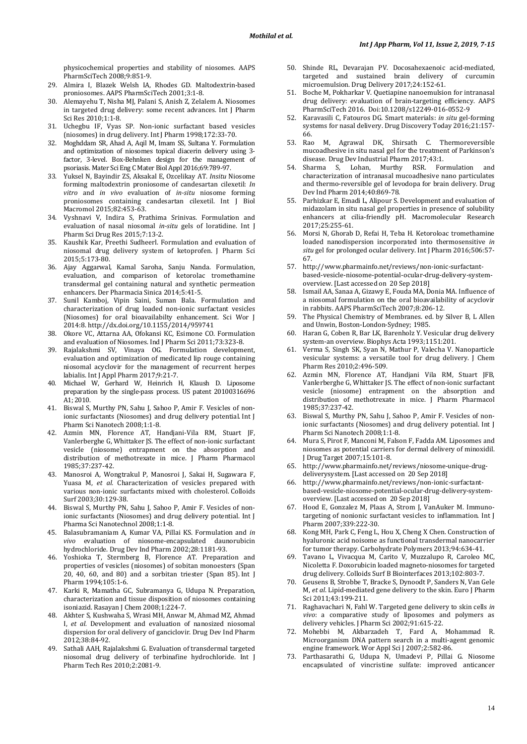physicochemical properties and stability of niosomes. AAPS PharmSciTech 2008;9:851-9.

29. Almira I, Blazek Welsh IA, Rhodes GD. Maltodextrin-based proniosomes. AAPS PharmSciTech 2001;3:1-8.
30. Alemayehu T, Nisha MJ, Palani S, Anish Z, Zelalem A. Niosomes in targeted drug delivery: some recent advances. Int J Pharm Sci Res 2010;1:1-8.
31. Uchegbu IF, Vyas SP. Non-ionic surfactant based vesicles (niosomes) in drug delivery. Int J Pharm 1998;172:33-70.
32. Moghddam SR, Ahad A, Aqil M, Imam SS, Sultana Y. Formulation and optimization of niosomes topical diacerin delivery using 3-factor, 3-level. Box-Behnken design for the management of psoriasis. Mater Sci Eng C Mater Biol Appl 2016;69:789-97.
33. Yuksel N, Bayindir ZS, Aksakal E, Ozcelikay AT. *Insitu* Niosome forming maltodextrin proniosome of candesartan cilexetil: *In vitro* and *in vivo* evaluation of *in-situ* niosome forming proniosomes containing candesartan cilexetil. Int J Biol Macromol 2015;82:453-63.
34. Vyshnavi V, Indira S, Prathima Srinivas. Formulation and evaluation of nasal niosomal *in-situ* gels of loratidine. Int J Pharm Sci Drug Res 2015;7:13-2.
35. Kaushik Kar, Preethi Sudheerl. Formulation and evaluation of niosomal drug delivery system of ketoprofen. J Pharm Sci 2015;5:173-80.
36. Ajay Aggarwal, Kamal Saroha, Sanju Nanda. Formulation, evaluation, and comparison of ketorolac tromethamine transdermal gel containing natural and synthetic permeation enhancers. Der Pharmacia Sinica 2014;5:41-5.
37. Sunil Kamboj, Vipin Saini, Suman Bala. Formulation and characterization of drug loaded non-ionic surfactant vesicles (Niosomes) for oral bioavailabilty enhancement. Sci Wor J 2014:8. http://dx.doi.org/10.1155/2014/959741
38. Okore VC, Attarna AA, Ofokansi KC, Esimone CO. Formulation and evaluation of Niosomes. Ind J Pharm Sci 2011;73:323-8.
39. Rajalakshmi SV, Vinaya OG. Formulation development, evaluation and optimization of medicated lip rouge containing niosomal acyclovir for the management of recurrent herpes labialis. Int J Appl Pharm 2017;9:21-7.
40. Michael W, Gerhard W, Heinrich H, Klaush D. Liposome preparation by the single-pass process. US patent 20100316696 A1; 2010.
41. Biswal S, Murthy PN, Sahu J, Sahoo P, Amir F. Vesicles of non-ionic surfactants (Niosomes) and drug delivery potential. Int J Pharm Sci Nanotech 2008;1:1-8.
42. Azmin MN, Florence AT, Handjani-Vila RM, Stuart JF, Vanlerberghe G, Whittaker JS. The effect of non-ionic surfactant vesicle (niosome) entrapment on the absorption and distribution of methotrexate in mice. J Pharm Pharmacol 1985;37:237-42.
43. Manosroi A, Wongtrakul P, Manosroi J, Sakai H, Sugawara F, Yuasa M, *et al.* Characterization of vesicles prepared with various non-ionic surfactants mixed with cholesterol. Colloids Surf 2003;30:129-38.
44. Biswal S, Murthy PN, Sahu J, Sahoo P, Amir F. Vesicles of non-ionic surfactants (Niosomes) and drug delivery potential. Int J Pharma Sci Nanotechnol 2008;1:1-8.
45. Balasubramaniam A, Kumar VA, Pillai KS. Formulation and *in vivo* evaluation of niosome-encapsulated daunorubicin hydrochloride. Drug Dev Ind Pharm 2002;28:1181-93.
46. Yoshioka T, Stermberg B, Florence AT. Preparation and properties of vesicles (niosomes) of sobitan monoesters (Span 20, 40, 60, and 80) and a sorbitan triester (Span 85). Int J Pharm 1994;105:1-6.
47. Karki R, Mamatha GC, Subramanya G, Udupa N. Preparation, characterization and tissue disposition of niosomes containing isoniazid. Rasayan J Chem 2008;1:224-7.
48. Akhter S, Kushwaha S, Wrasi MH, Anwar M, Ahmad MZ, Ahmad I, *et al.* Development and evaluation of nanosized niosomal dispersion for oral delivery of ganciclovir. Drug Dev Ind Pharm 2012;38:84-92.
49. Sathali AAH, Rajalakshmi G. Evaluation of transdermal targeted niosomal drug delivery of terbinafine hydrochloride. Int J Pharm Tech Res 2010;2:2081-9.
50. Shinde RL, Devarajan PV. Docosahexaenoic acid-mediated, targeted and sustained brain delivery of curcumin microemulsion. Drug Delivery 2017;24:152-61.
51. Boche M, Pokharkar V. Quetiapine nanoemulsion for intranasal drug delivery: evaluation of brain-targeting efficiency. AAPS PharmSciTech 2016. Doi:10.1208/s12249-016-0552-9
52. Karavasili C, Fatouros DG. Smart materials: *in situ* gel-forming systems for nasal delivery. Drug Discovery Today 2016;21:157-66.
53. Rao M, Agrawal DK, Shirsath C. Thermoreversible mucoadhesive in situ nasal gel for the treatment of Parkinson's disease. Drug Dev Industrial Pharm 2017;43:1.
54. Sharma S, Lohan, Murthy RSR. Formulation and characterization of intranasal mucoadhesive nano particulates and thermo-reversible gel of levodopa for brain delivery. Drug Dev Ind Pharm 2014;40:869-78.
55. Parhizkar E, Emadi L, Alipour S. Development and evaluation of midazolam in situ nasal gel properties in presence of solubility enhancers at cilia-friendly pH. Macromolecular Research 2017;25:255-61.
56. Morsi N, Ghorab D, Refai H, Teba H. Ketoroloac tromethamine loaded nanodispersion incorporated into thermosensitive *in situ* gel for prolonged ocular delivery. Int J Pharm 2016;506:57-67.
57. http://www.pharmainfo.net/reviews/non-ionic-surfactant-based-vesicle-niosome-potential-ocular-drug-delivery-system-overview. [Last accessed on 20 Sep 2018]
58. Ismail AA, Sanaa A, Gizawy E, Fouda MA, Donia MA. Influence of a niosomal formulation on the oral bioavailability of acyclovir in rabbits. AAPS PharmSciTech 2007;8:206-12.
59. The Physical Chemistry of Membranes. ed. by Silver B, L Allen and Unwin, Boston-London-Sydney; 1985.
60. Haran G, Coben R, Bar LK, Barenholz Y. Vesicular drug delivery system-an overview. Biophys Acta 1993;1151:201.
61. Verma S, Singh SK, Syan N, Mathur P, Valecha V. Nanoparticle vesicular systems: a versatile tool for drug delivery. J Chem Pharm Res 2010;2:496-509.
62. Azmin MN, Florence AT, Handjani Vila RM, Stuart JFB, Vanlerberghe G, Whittaker JS. The effect of non-ionic surfactant vesicle (niosome) entrapment on the absorption and distribution of methotrexate in mice. J Pharm Pharmacol 1985;37:237-42.
63. Biswal S, Murthy PN, Sahu J, Sahoo P, Amir F. Vesicles of non-ionic surfactants (Niosomes) and drug delivery potential. Int J Pharm Sci Nanotech 2008;1:1-8.
64. Mura S, Pirot F, Manconi M, Falson F, Fadda AM. Liposomes and niosomes as potential carriers for dermal delivery of minoxidil. J Drug Target 2007;15:101-8.
65. http://www.pharmainfo.net/reviews/niosome-unique-drug-deliverysystem. [Last accessed on 20 Sep 2018]
66. http://www.pharmainfo.net/reviews/non-ionic-surfactant-based-vesicle-niosome-potential-ocular-drug-delivery-system-overview. [Last accessed on 20 Sep 2018]
67. Hood E, Gonzalez M, Plaas A, Strom J, VanAuker M. Immuno-targeting of nonionic surfactant vesicles to inflammation. Int J Pharm 2007;339:222-30.
68. Kong MH, Park C, Feng L, Hou X, Cheng X Chen. Construction of hyaluronic acid noisome as functional transdermal nanocarrier for tumor therapy. Carbohydrate Polymers 2013;94:634-41.
69. Tavano L, Vivacqua M, Carito V, Muzzalupo R, Caroleo MC, Nicoletta F. Doxorubicin loaded magneto-niosomes for targeted drug delivery. Colloids Surf B Biointerfaces 2013;102:803-7.
70. Geusens B, Strobbe T, Bracke S, Dynoodt P, Sanders N, Van Gele M, *et al.* Lipid-mediated gene delivery to the skin. Euro J Pharm Sci 2011;43:199-211.
71. Raghavachari N, Fahl W. Targeted gene delivery to skin cells *in vivo*: a comparative study of liposomes and polymers as delivery vehicles. J Pharm Sci 2002;91:615-22.
72. Mohebbi M, Akbarzadeh T, Fard A, Mohammad R. Microorganism DNA pattern search in a multi-agent genomic engine framework. Wor Appl Sci J 2007;2:582-86.
73. Parthasarathi G, Udupa N, Umadevi P, Pillai G. Niosome encapsulated of vincristine sulfate: improved anticancer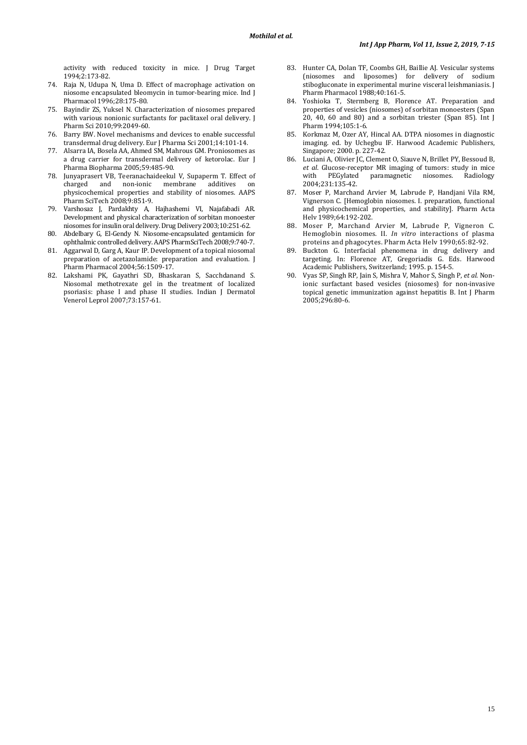activity with reduced toxicity in mice. J Drug Target 1994;2:173-82.

74. Raja N, Udupa N, Uma D. Effect of macrophage activation on niosome encapsulated bleomycin in tumor-bearing mice. Ind J Pharmacol 1996;28:175-80.
75. Bayindir ZS, Yuksel N. Characterization of niosomes prepared with various nonionic surfactants for paclitaxel oral delivery. J Pharm Sci 2010;99:2049-60.
76. Barry BW. Novel mechanisms and devices to enable successful transdermal drug delivery. Eur J Pharma Sci 2001;14:101-14.
77. Alsarra IA, Bosela AA, Ahmed SM, Mahrous GM. Proniosomes as a drug carrier for transdermal delivery of ketorolac. Eur J Pharma Biopharma 2005;59:485-90.
78. Junyaprasert VB, Teeranachaideekul V, Supaperm T. Effect of charged and non-ionic membrane additives on physicochemical properties and stability of niosomes. AAPS Pharm SciTech 2008;9:851-9.
79. Varshosaz J, Pardakhty A, Hajhashemi VI, Najafabadi AR. Development and physical characterization of sorbitan monoester niosomes for insulin oral delivery. Drug Delivery 2003;10:251-62.
80. Abdelbary G, El-Gendy N. Niosome-encapsulated gentamicin for ophthalmic controlled delivery. AAPS PharmSciTech 2008;9:740-7.
81. Aggarwal D, Garg A, Kaur IP. Development of a topical niosomal preparation of acetazolamide: preparation and evaluation. J Pharm Pharmacol 2004;56:1509-17.
82. Lakshami PK, Gayathri SD, Bhaskaran S, Sacchdanand S. Niosomal methotrexate gel in the treatment of localized psoriasis: phase I and phase II studies. Indian J Dermatol Venerol Leprol 2007;73:157-61.
83. Hunter CA, Dolan TF, Coombs GH, Baillie AJ. Vesicular systems (niosomes and liposomes) for delivery of sodium stibogluconate in experimental murine visceral leishmaniasis. J Pharm Pharmacol 1988;40:161-5.
84. Yoshioka T, Stermberg B, Florence AT. Preparation and properties of vesicles (niosomes) of sorbitan monoesters (Span 20, 40, 60 and 80) and a sorbitan triester (Span 85). Int J Pharm 1994;105:1-6.
85. Korkmaz M, Ozer AY, Hincal AA. DTPA niosomes in diagnostic imaging. ed. by Uchegbu IF. Harwood Academic Publishers, Singapore; 2000. p. 227-42.
86. Luciani A, Olivier JC, Clement O, Siauve N, Brillet PY, Bessoud B, *et al*. Glucose-receptor MR imaging of tumors: study in mice with PEGylated paramagnetic niosomes. Radiology 2004;231:135-42.
87. Moser P, Marchand Arvier M, Labrude P, Handjani Vila RM, Vignerson C. [Hemoglobin niosomes. I. preparation, functional and physicochemical properties, and stability]. Pharm Acta Helv 1989;64:192-202.
88. Moser P, Marchand Arvier M, Labrude P, Vigneron C. Hemoglobin niosomes. II. *In vitro* interactions of plasma proteins and phagocytes. Pharm Acta Helv 1990;65:82-92.
89. Buckton G. Interfacial phenomena in drug delivery and targeting. In: Florence AT, Gregoriadis G. Eds. Harwood Academic Publishers, Switzerland; 1995. p. 154-5.
90. Vyas SP, Singh RP, Jain S, Mishra V, Mahor S, Singh P, *et al*. Non-ionic surfactant based vesicles (niosomes) for non-invasive topical genetic immunization against hepatitis B. Int J Pharm 2005;296:80-6.